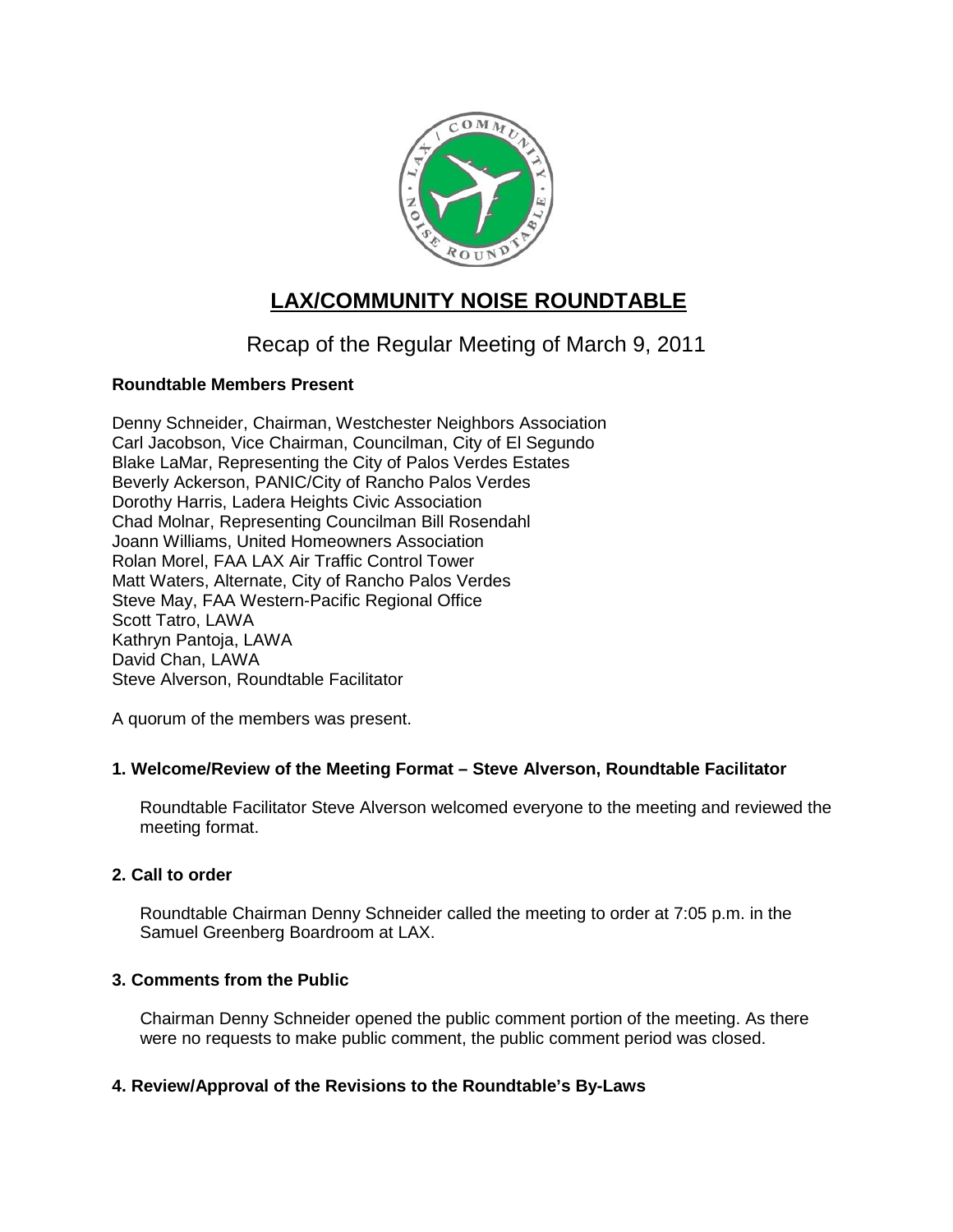# LAX/COMMUNITY NOISE ROUNDTABLE

## Recap of the Regular Meeting of March 9, 2011

**Roundtable Members Present**

Denny Schneider, Chairman, Westchester Neighbors Association
Carl Jacobson, Vice Chairman, Councilman, City of El Segundo
Blake LaMar, Representing the City of Palos Verdes Estates
Beverly Ackerson, PANIC/City of Rancho Palos Verdes
Dorothy Harris, Ladera Heights Civic Association
Chad Molnar, Representing Councilman Bill Rosendahl
Joann Williams, United Homeowners Association
Rolan Morel, FAA LAX Air Traffic Control Tower
Matt Waters, Alternate, City of Rancho Palos Verdes
Steve May, FAA Western-Pacific Regional Office
Scott Tatro, LAWA
Kathryn Pantoja, LAWA
David Chan, LAWA
Steve Alverson, Roundtable Facilitator

A quorum of the members was present.

### 1. Welcome/Review of the Meeting Format – Steve Alverson, Roundtable Facilitator

Roundtable Facilitator Steve Alverson welcomed everyone to the meeting and reviewed the meeting format.

### 2. Call to order

Roundtable Chairman Denny Schneider called the meeting to order at 7:05 p.m. in the Samuel Greenberg Boardroom at LAX.

### 3. Comments from the Public

Chairman Denny Schneider opened the public comment portion of the meeting. As there were no requests to make public comment, the public comment period was closed.

### 4. Review/Approval of the Revisions to the Roundtable's By-Laws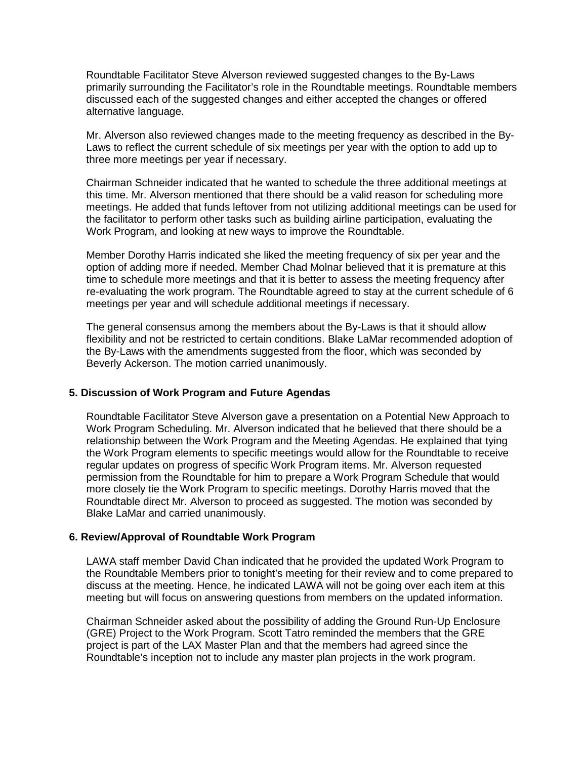Roundtable Facilitator Steve Alverson reviewed suggested changes to the By-Laws primarily surrounding the Facilitator's role in the Roundtable meetings. Roundtable members discussed each of the suggested changes and either accepted the changes or offered alternative language.

Mr. Alverson also reviewed changes made to the meeting frequency as described in the By-Laws to reflect the current schedule of six meetings per year with the option to add up to three more meetings per year if necessary.

Chairman Schneider indicated that he wanted to schedule the three additional meetings at this time. Mr. Alverson mentioned that there should be a valid reason for scheduling more meetings. He added that funds leftover from not utilizing additional meetings can be used for the facilitator to perform other tasks such as building airline participation, evaluating the Work Program, and looking at new ways to improve the Roundtable.

Member Dorothy Harris indicated she liked the meeting frequency of six per year and the option of adding more if needed. Member Chad Molnar believed that it is premature at this time to schedule more meetings and that it is better to assess the meeting frequency after re-evaluating the work program. The Roundtable agreed to stay at the current schedule of 6 meetings per year and will schedule additional meetings if necessary.

The general consensus among the members about the By-Laws is that it should allow flexibility and not be restricted to certain conditions. Blake LaMar recommended adoption of the By-Laws with the amendments suggested from the floor, which was seconded by Beverly Ackerson. The motion carried unanimously.

## 5. Discussion of Work Program and Future Agendas

Roundtable Facilitator Steve Alverson gave a presentation on a Potential New Approach to Work Program Scheduling. Mr. Alverson indicated that he believed that there should be a relationship between the Work Program and the Meeting Agendas. He explained that tying the Work Program elements to specific meetings would allow for the Roundtable to receive regular updates on progress of specific Work Program items. Mr. Alverson requested permission from the Roundtable for him to prepare a Work Program Schedule that would more closely tie the Work Program to specific meetings. Dorothy Harris moved that the Roundtable direct Mr. Alverson to proceed as suggested. The motion was seconded by Blake LaMar and carried unanimously.

## 6. Review/Approval of Roundtable Work Program

LAWA staff member David Chan indicated that he provided the updated Work Program to the Roundtable Members prior to tonight's meeting for their review and to come prepared to discuss at the meeting. Hence, he indicated LAWA will not be going over each item at this meeting but will focus on answering questions from members on the updated information.

Chairman Schneider asked about the possibility of adding the Ground Run-Up Enclosure (GRE) Project to the Work Program. Scott Tatro reminded the members that the GRE project is part of the LAX Master Plan and that the members had agreed since the Roundtable's inception not to include any master plan projects in the work program.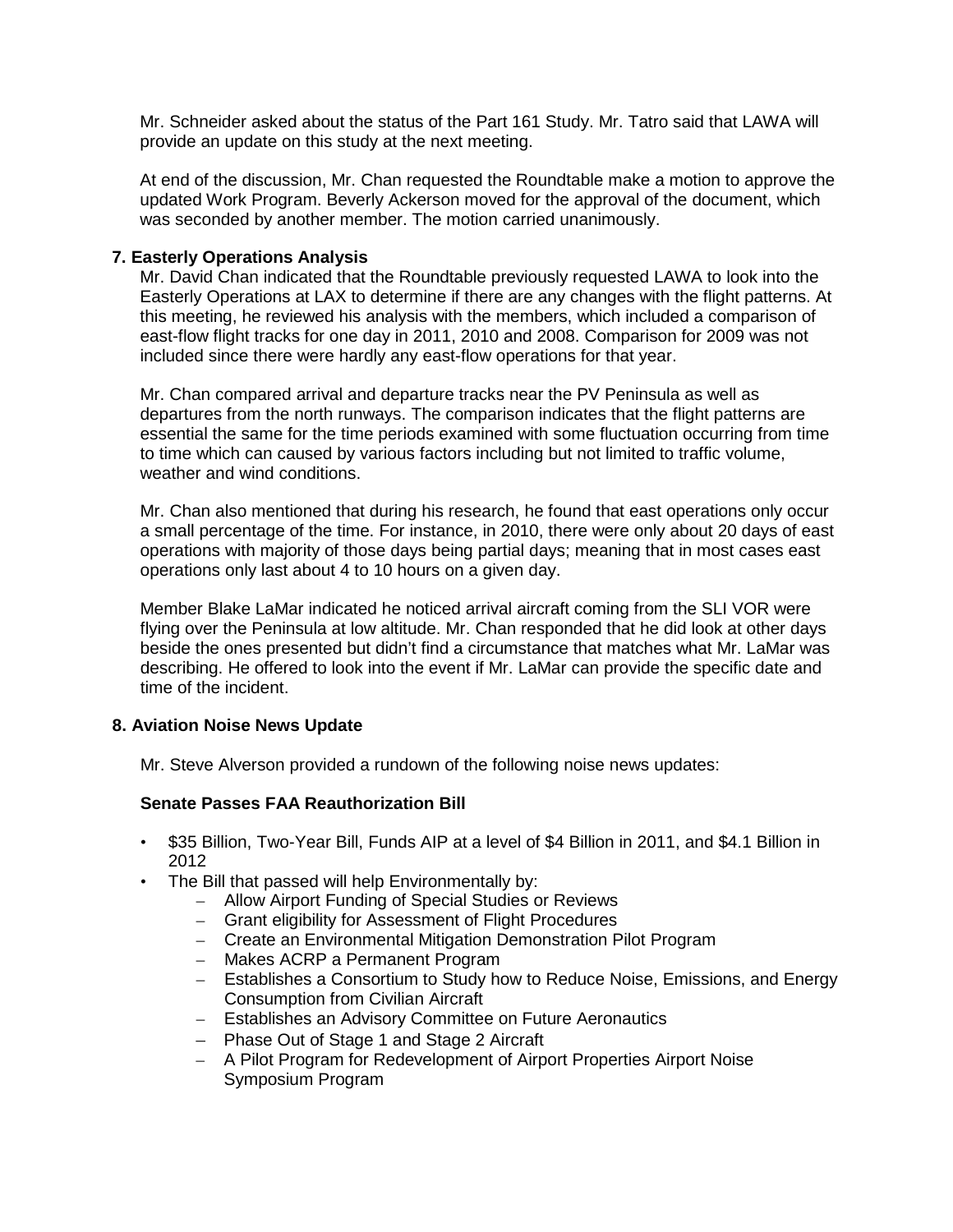Mr. Schneider asked about the status of the Part 161 Study. Mr. Tatro said that LAWA will provide an update on this study at the next meeting.

At end of the discussion, Mr. Chan requested the Roundtable make a motion to approve the updated Work Program. Beverly Ackerson moved for the approval of the document, which was seconded by another member. The motion carried unanimously.

### 7. Easterly Operations Analysis

Mr. David Chan indicated that the Roundtable previously requested LAWA to look into the Easterly Operations at LAX to determine if there are any changes with the flight patterns. At this meeting, he reviewed his analysis with the members, which included a comparison of east-flow flight tracks for one day in 2011, 2010 and 2008. Comparison for 2009 was not included since there were hardly any east-flow operations for that year.

Mr. Chan compared arrival and departure tracks near the PV Peninsula as well as departures from the north runways. The comparison indicates that the flight patterns are essential the same for the time periods examined with some fluctuation occurring from time to time which can caused by various factors including but not limited to traffic volume, weather and wind conditions.

Mr. Chan also mentioned that during his research, he found that east operations only occur a small percentage of the time. For instance, in 2010, there were only about 20 days of east operations with majority of those days being partial days; meaning that in most cases east operations only last about 4 to 10 hours on a given day.

Member Blake LaMar indicated he noticed arrival aircraft coming from the SLI VOR were flying over the Peninsula at low altitude. Mr. Chan responded that he did look at other days beside the ones presented but didn't find a circumstance that matches what Mr. LaMar was describing. He offered to look into the event if Mr. LaMar can provide the specific date and time of the incident.

### 8. Aviation Noise News Update

Mr. Steve Alverson provided a rundown of the following noise news updates:

**Senate Passes FAA Reauthorization Bill**

- $35 Billion, Two-Year Bill, Funds AIP at a level of $4 Billion in 2011, and $4.1 Billion in 2012
- The Bill that passed will help Environmentally by:
  - Allow Airport Funding of Special Studies or Reviews
  - Grant eligibility for Assessment of Flight Procedures
  - Create an Environmental Mitigation Demonstration Pilot Program
  - Makes ACRP a Permanent Program
  - Establishes a Consortium to Study how to Reduce Noise, Emissions, and Energy Consumption from Civilian Aircraft
  - Establishes an Advisory Committee on Future Aeronautics
  - Phase Out of Stage 1 and Stage 2 Aircraft
  - A Pilot Program for Redevelopment of Airport Properties Airport Noise Symposium Program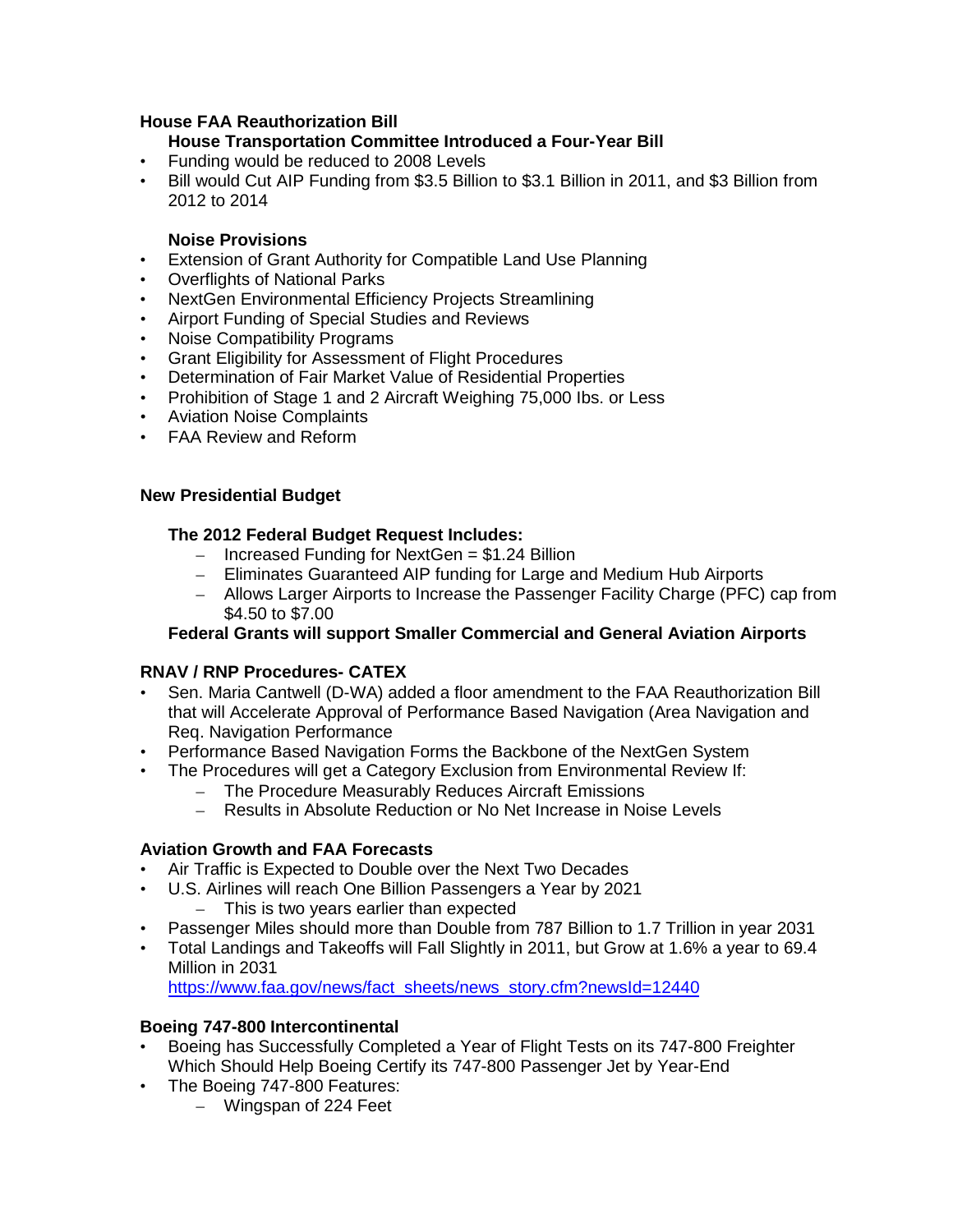## House FAA Reauthorization Bill

### House Transportation Committee Introduced a Four-Year Bill

- Funding would be reduced to 2008 Levels
- Bill would Cut AIP Funding from $3.5 Billion to $3.1 Billion in 2011, and $3 Billion from 2012 to 2014

### Noise Provisions

- Extension of Grant Authority for Compatible Land Use Planning
- Overflights of National Parks
- NextGen Environmental Efficiency Projects Streamlining
- Airport Funding of Special Studies and Reviews
- Noise Compatibility Programs
- Grant Eligibility for Assessment of Flight Procedures
- Determination of Fair Market Value of Residential Properties
- Prohibition of Stage 1 and 2 Aircraft Weighing 75,000 lbs. or Less
- Aviation Noise Complaints
- FAA Review and Reform

## New Presidential Budget

### The 2012 Federal Budget Request Includes:

- Increased Funding for NextGen = $1.24 Billion
- Eliminates Guaranteed AIP funding for Large and Medium Hub Airports
- Allows Larger Airports to Increase the Passenger Facility Charge (PFC) cap from $4.50 to $7.00

**Federal Grants will support Smaller Commercial and General Aviation Airports**

## RNAV / RNP Procedures- CATEX

- Sen. Maria Cantwell (D-WA) added a floor amendment to the FAA Reauthorization Bill that will Accelerate Approval of Performance Based Navigation (Area Navigation and Req. Navigation Performance
- Performance Based Navigation Forms the Backbone of the NextGen System
- The Procedures will get a Category Exclusion from Environmental Review If:
  - The Procedure Measurably Reduces Aircraft Emissions
  - Results in Absolute Reduction or No Net Increase in Noise Levels

## Aviation Growth and FAA Forecasts

- Air Traffic is Expected to Double over the Next Two Decades
- U.S. Airlines will reach One Billion Passengers a Year by 2021
  - This is two years earlier than expected
- Passenger Miles should more than Double from 787 Billion to 1.7 Trillion in year 2031
- Total Landings and Takeoffs will Fall Slightly in 2011, but Grow at 1.6% a year to 69.4 Million in 2031

  https://www.faa.gov/news/fact_sheets/news_story.cfm?newsId=12440

## Boeing 747-800 Intercontinental

- Boeing has Successfully Completed a Year of Flight Tests on its 747-800 Freighter Which Should Help Boeing Certify its 747-800 Passenger Jet by Year-End
- The Boeing 747-800 Features:
  - Wingspan of 224 Feet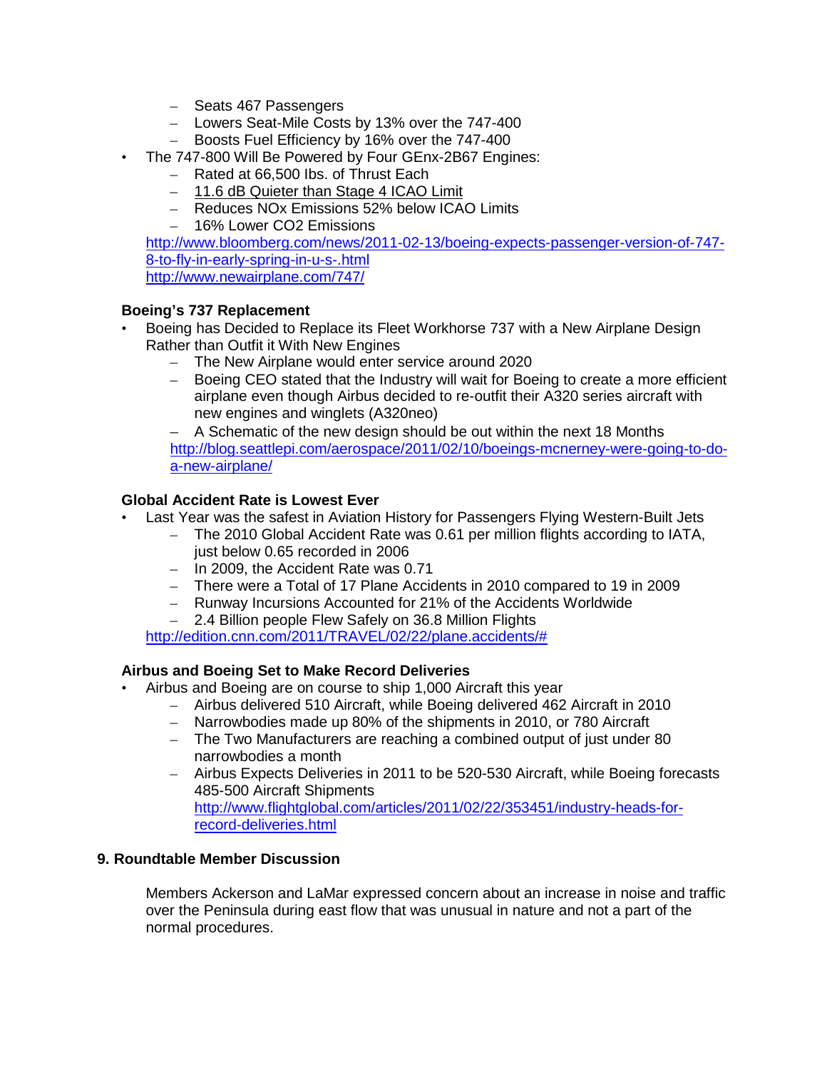- Seats 467 Passengers
  - Lowers Seat-Mile Costs by 13% over the 747-400
  - Boosts Fuel Efficiency by 16% over the 747-400
- The 747-800 Will Be Powered by Four GEnx-2B67 Engines:
  - Rated at 66,500 lbs. of Thrust Each
  - 11.6 dB Quieter than Stage 4 ICAO Limit
  - Reduces NOx Emissions 52% below ICAO Limits
  - 16% Lower CO2 Emissions

  http://www.bloomberg.com/news/2011-02-13/boeing-expects-passenger-version-of-747-8-to-fly-in-early-spring-in-u-s-.html
  http://www.newairplane.com/747/

**Boeing's 737 Replacement**

- Boeing has Decided to Replace its Fleet Workhorse 737 with a New Airplane Design Rather than Outfit it With New Engines
  - The New Airplane would enter service around 2020
  - Boeing CEO stated that the Industry will wait for Boeing to create a more efficient airplane even though Airbus decided to re-outfit their A320 series aircraft with new engines and winglets (A320neo)
  - A Schematic of the new design should be out within the next 18 Months

    http://blog.seattlepi.com/aerospace/2011/02/10/boeings-mcnerney-were-going-to-do-a-new-airplane/

**Global Accident Rate is Lowest Ever**

- Last Year was the safest in Aviation History for Passengers Flying Western-Built Jets
  - The 2010 Global Accident Rate was 0.61 per million flights according to IATA, just below 0.65 recorded in 2006
  - In 2009, the Accident Rate was 0.71
  - There were a Total of 17 Plane Accidents in 2010 compared to 19 in 2009
  - Runway Incursions Accounted for 21% of the Accidents Worldwide
  - 2.4 Billion people Flew Safely on 36.8 Million Flights

  http://edition.cnn.com/2011/TRAVEL/02/22/plane.accidents/#

**Airbus and Boeing Set to Make Record Deliveries**

- Airbus and Boeing are on course to ship 1,000 Aircraft this year
  - Airbus delivered 510 Aircraft, while Boeing delivered 462 Aircraft in 2010
  - Narrowbodies made up 80% of the shipments in 2010, or 780 Aircraft
  - The Two Manufacturers are reaching a combined output of just under 80 narrowbodies a month
  - Airbus Expects Deliveries in 2011 to be 520-530 Aircraft, while Boeing forecasts 485-500 Aircraft Shipments

    http://www.flightglobal.com/articles/2011/02/22/353451/industry-heads-for-record-deliveries.html

**9. Roundtable Member Discussion**

Members Ackerson and LaMar expressed concern about an increase in noise and traffic over the Peninsula during east flow that was unusual in nature and not a part of the normal procedures.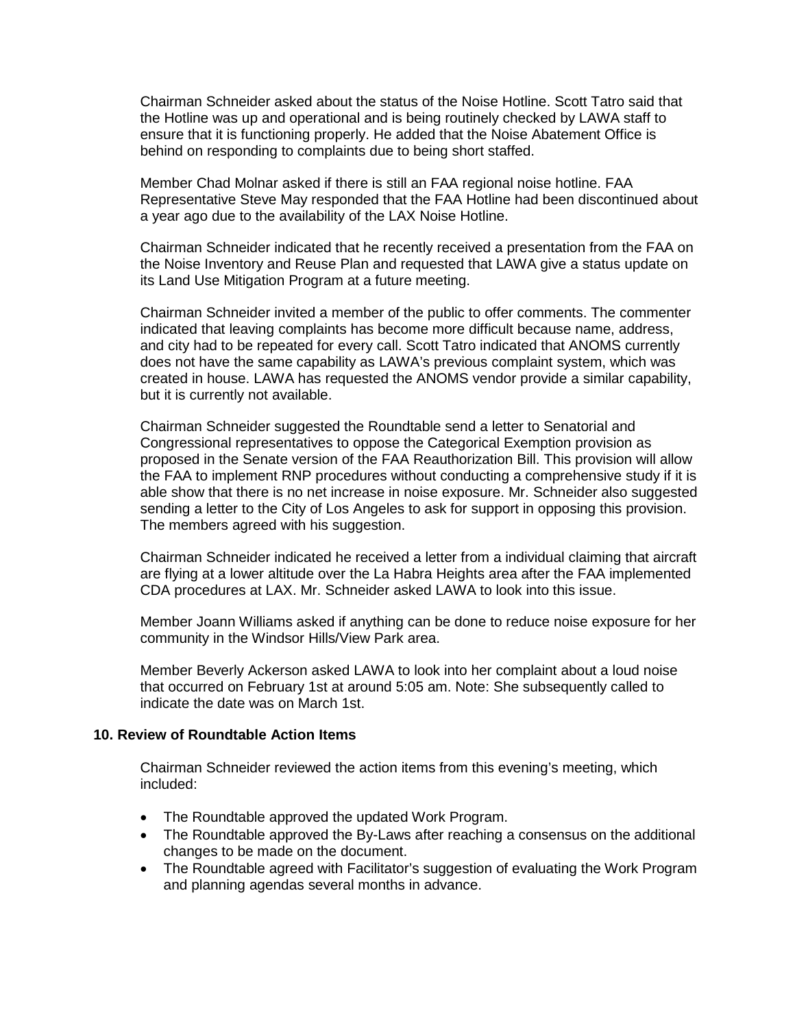Chairman Schneider asked about the status of the Noise Hotline. Scott Tatro said that the Hotline was up and operational and is being routinely checked by LAWA staff to ensure that it is functioning properly. He added that the Noise Abatement Office is behind on responding to complaints due to being short staffed.

Member Chad Molnar asked if there is still an FAA regional noise hotline. FAA Representative Steve May responded that the FAA Hotline had been discontinued about a year ago due to the availability of the LAX Noise Hotline.

Chairman Schneider indicated that he recently received a presentation from the FAA on the Noise Inventory and Reuse Plan and requested that LAWA give a status update on its Land Use Mitigation Program at a future meeting.

Chairman Schneider invited a member of the public to offer comments. The commenter indicated that leaving complaints has become more difficult because name, address, and city had to be repeated for every call. Scott Tatro indicated that ANOMS currently does not have the same capability as LAWA's previous complaint system, which was created in house. LAWA has requested the ANOMS vendor provide a similar capability, but it is currently not available.

Chairman Schneider suggested the Roundtable send a letter to Senatorial and Congressional representatives to oppose the Categorical Exemption provision as proposed in the Senate version of the FAA Reauthorization Bill. This provision will allow the FAA to implement RNP procedures without conducting a comprehensive study if it is able show that there is no net increase in noise exposure. Mr. Schneider also suggested sending a letter to the City of Los Angeles to ask for support in opposing this provision. The members agreed with his suggestion.

Chairman Schneider indicated he received a letter from a individual claiming that aircraft are flying at a lower altitude over the La Habra Heights area after the FAA implemented CDA procedures at LAX. Mr. Schneider asked LAWA to look into this issue.

Member Joann Williams asked if anything can be done to reduce noise exposure for her community in the Windsor Hills/View Park area.

Member Beverly Ackerson asked LAWA to look into her complaint about a loud noise that occurred on February 1st at around 5:05 am. Note: She subsequently called to indicate the date was on March 1st.

### 10. Review of Roundtable Action Items

Chairman Schneider reviewed the action items from this evening's meeting, which included:

- The Roundtable approved the updated Work Program.
- The Roundtable approved the By-Laws after reaching a consensus on the additional changes to be made on the document.
- The Roundtable agreed with Facilitator's suggestion of evaluating the Work Program and planning agendas several months in advance.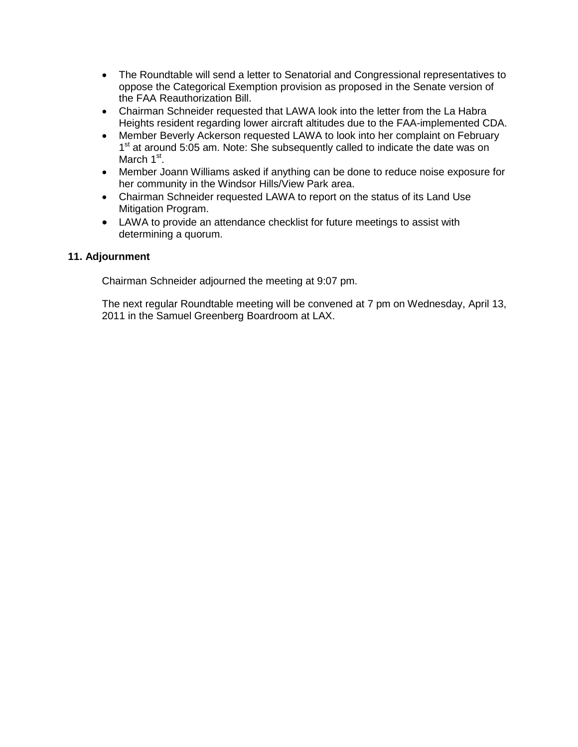- The Roundtable will send a letter to Senatorial and Congressional representatives to oppose the Categorical Exemption provision as proposed in the Senate version of the FAA Reauthorization Bill.
- Chairman Schneider requested that LAWA look into the letter from the La Habra Heights resident regarding lower aircraft altitudes due to the FAA-implemented CDA.
- Member Beverly Ackerson requested LAWA to look into her complaint on February 1st at around 5:05 am. Note: She subsequently called to indicate the date was on March 1st.
- Member Joann Williams asked if anything can be done to reduce noise exposure for her community in the Windsor Hills/View Park area.
- Chairman Schneider requested LAWA to report on the status of its Land Use Mitigation Program.
- LAWA to provide an attendance checklist for future meetings to assist with determining a quorum.

**11. Adjournment**

Chairman Schneider adjourned the meeting at 9:07 pm.

The next regular Roundtable meeting will be convened at 7 pm on Wednesday, April 13, 2011 in the Samuel Greenberg Boardroom at LAX.